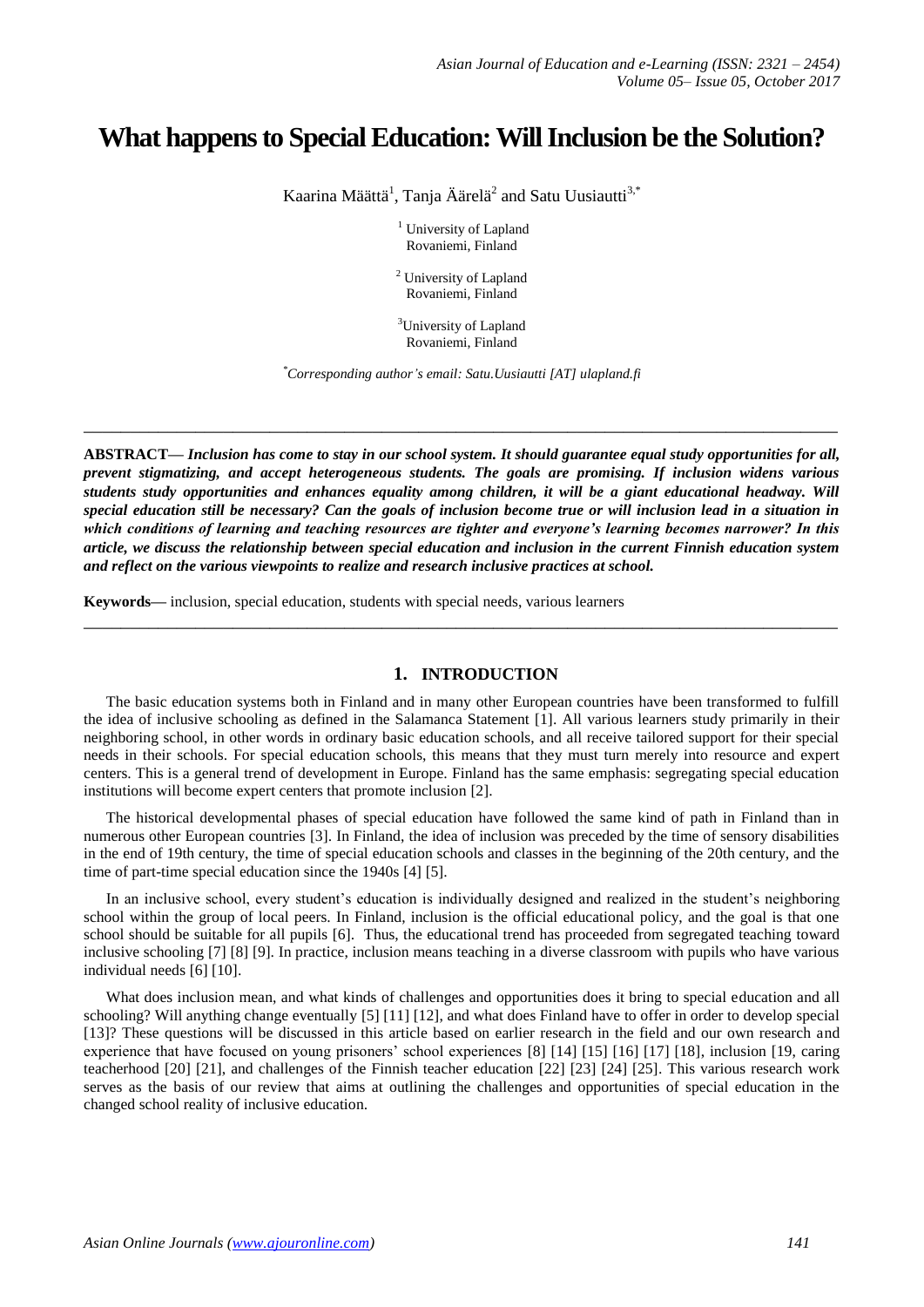# What happens to Special Education: Will Inclusion be the Solution?

Kaarina Määttä[1], Tanja Äärelä[2] and Satu Uusiautti[3,*]

[1] University of Lapland
Rovaniemi, Finland

[2] University of Lapland
Rovaniemi, Finland

[3]University of Lapland
Rovaniemi, Finland

*Corresponding author's email: Satu.Uusiautti [AT] ulapland.fi

---

**ABSTRACT—** ***Inclusion has come to stay in our school system. It should guarantee equal study opportunities for all, prevent stigmatizing, and accept heterogeneous students. The goals are promising. If inclusion widens various students study opportunities and enhances equality among children, it will be a giant educational headway. Will special education still be necessary? Can the goals of inclusion become true or will inclusion lead in a situation in which conditions of learning and teaching resources are tighter and everyone's learning becomes narrower? In this article, we discuss the relationship between special education and inclusion in the current Finnish education system and reflect on the various viewpoints to realize and research inclusive practices at school.***

**Keywords—** inclusion, special education, students with special needs, various learners

---

## 1. INTRODUCTION

The basic education systems both in Finland and in many other European countries have been transformed to fulfill the idea of inclusive schooling as defined in the Salamanca Statement [1]. All various learners study primarily in their neighboring school, in other words in ordinary basic education schools, and all receive tailored support for their special needs in their schools. For special education schools, this means that they must turn merely into resource and expert centers. This is a general trend of development in Europe. Finland has the same emphasis: segregating special education institutions will become expert centers that promote inclusion [2].

The historical developmental phases of special education have followed the same kind of path in Finland than in numerous other European countries [3]. In Finland, the idea of inclusion was preceded by the time of sensory disabilities in the end of 19th century, the time of special education schools and classes in the beginning of the 20th century, and the time of part-time special education since the 1940s [4] [5].

In an inclusive school, every student's education is individually designed and realized in the student's neighboring school within the group of local peers. In Finland, inclusion is the official educational policy, and the goal is that one school should be suitable for all pupils [6]. Thus, the educational trend has proceeded from segregated teaching toward inclusive schooling [7] [8] [9]. In practice, inclusion means teaching in a diverse classroom with pupils who have various individual needs [6] [10].

What does inclusion mean, and what kinds of challenges and opportunities does it bring to special education and all schooling? Will anything change eventually [5] [11] [12], and what does Finland have to offer in order to develop special [13]? These questions will be discussed in this article based on earlier research in the field and our own research and experience that have focused on young prisoners' school experiences [8] [14] [15] [16] [17] [18], inclusion [19, caring teacherhood [20] [21], and challenges of the Finnish teacher education [22] [23] [24] [25]. This various research work serves as the basis of our review that aims at outlining the challenges and opportunities of special education in the changed school reality of inclusive education.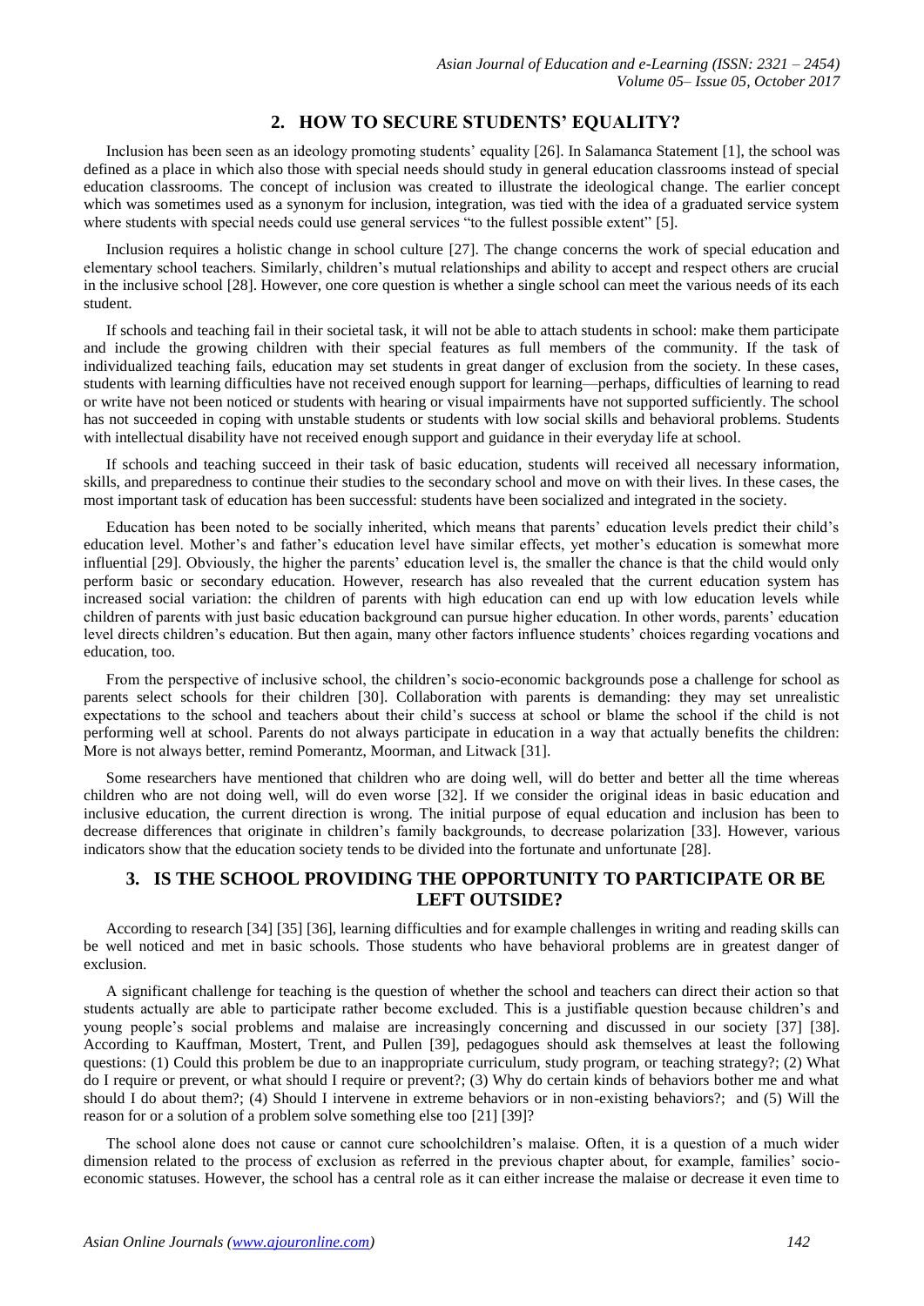## 2. HOW TO SECURE STUDENTS' EQUALITY?

Inclusion has been seen as an ideology promoting students' equality [26]. In Salamanca Statement [1], the school was defined as a place in which also those with special needs should study in general education classrooms instead of special education classrooms. The concept of inclusion was created to illustrate the ideological change. The earlier concept which was sometimes used as a synonym for inclusion, integration, was tied with the idea of a graduated service system where students with special needs could use general services "to the fullest possible extent" [5].

Inclusion requires a holistic change in school culture [27]. The change concerns the work of special education and elementary school teachers. Similarly, children's mutual relationships and ability to accept and respect others are crucial in the inclusive school [28]. However, one core question is whether a single school can meet the various needs of its each student.

If schools and teaching fail in their societal task, it will not be able to attach students in school: make them participate and include the growing children with their special features as full members of the community. If the task of individualized teaching fails, education may set students in great danger of exclusion from the society. In these cases, students with learning difficulties have not received enough support for learning—perhaps, difficulties of learning to read or write have not been noticed or students with hearing or visual impairments have not supported sufficiently. The school has not succeeded in coping with unstable students or students with low social skills and behavioral problems. Students with intellectual disability have not received enough support and guidance in their everyday life at school.

If schools and teaching succeed in their task of basic education, students will received all necessary information, skills, and preparedness to continue their studies to the secondary school and move on with their lives. In these cases, the most important task of education has been successful: students have been socialized and integrated in the society.

Education has been noted to be socially inherited, which means that parents' education levels predict their child's education level. Mother's and father's education level have similar effects, yet mother's education is somewhat more influential [29]. Obviously, the higher the parents' education level is, the smaller the chance is that the child would only perform basic or secondary education. However, research has also revealed that the current education system has increased social variation: the children of parents with high education can end up with low education levels while children of parents with just basic education background can pursue higher education. In other words, parents' education level directs children's education. But then again, many other factors influence students' choices regarding vocations and education, too.

From the perspective of inclusive school, the children's socio-economic backgrounds pose a challenge for school as parents select schools for their children [30]. Collaboration with parents is demanding: they may set unrealistic expectations to the school and teachers about their child's success at school or blame the school if the child is not performing well at school. Parents do not always participate in education in a way that actually benefits the children: More is not always better, remind Pomerantz, Moorman, and Litwack [31].

Some researchers have mentioned that children who are doing well, will do better and better all the time whereas children who are not doing well, will do even worse [32]. If we consider the original ideas in basic education and inclusive education, the current direction is wrong. The initial purpose of equal education and inclusion has been to decrease differences that originate in children's family backgrounds, to decrease polarization [33]. However, various indicators show that the education society tends to be divided into the fortunate and unfortunate [28].

## 3. IS THE SCHOOL PROVIDING THE OPPORTUNITY TO PARTICIPATE OR BE LEFT OUTSIDE?

According to research [34] [35] [36], learning difficulties and for example challenges in writing and reading skills can be well noticed and met in basic schools. Those students who have behavioral problems are in greatest danger of exclusion.

A significant challenge for teaching is the question of whether the school and teachers can direct their action so that students actually are able to participate rather become excluded. This is a justifiable question because children's and young people's social problems and malaise are increasingly concerning and discussed in our society [37] [38]. According to Kauffman, Mostert, Trent, and Pullen [39], pedagogues should ask themselves at least the following questions: (1) Could this problem be due to an inappropriate curriculum, study program, or teaching strategy?; (2) What do I require or prevent, or what should I require or prevent?; (3) Why do certain kinds of behaviors bother me and what should I do about them?; (4) Should I intervene in extreme behaviors or in non-existing behaviors?; and (5) Will the reason for or a solution of a problem solve something else too [21] [39]?

The school alone does not cause or cannot cure schoolchildren's malaise. Often, it is a question of a much wider dimension related to the process of exclusion as referred in the previous chapter about, for example, families' socio-economic statuses. However, the school has a central role as it can either increase the malaise or decrease it even time to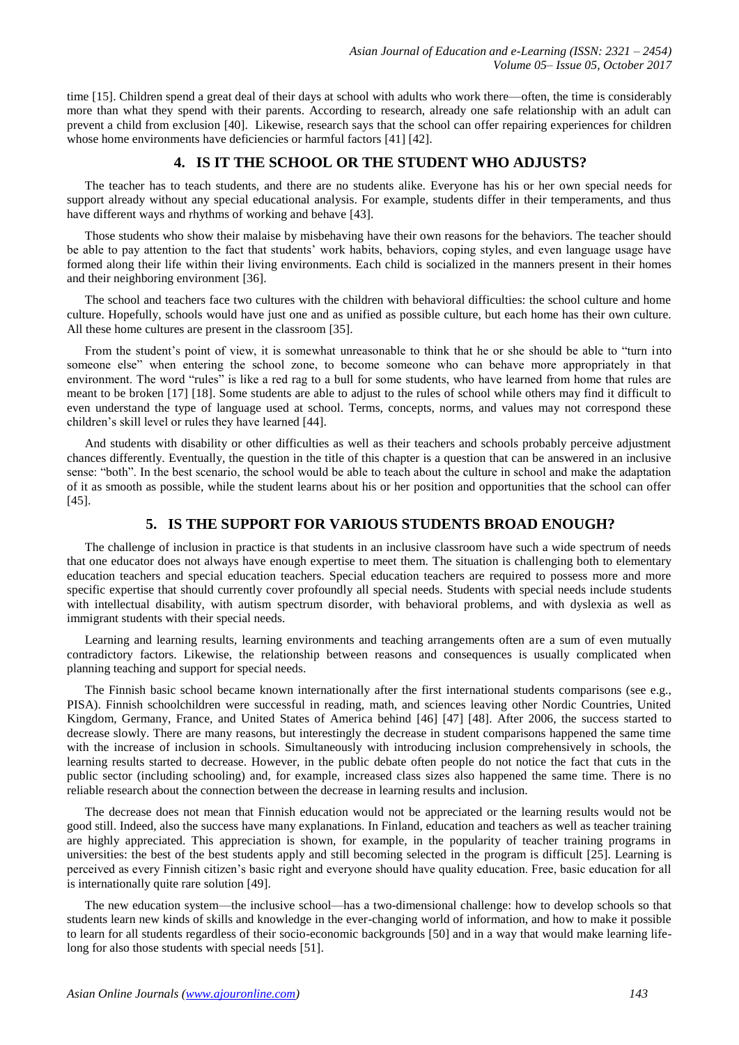time [15]. Children spend a great deal of their days at school with adults who work there—often, the time is considerably more than what they spend with their parents. According to research, already one safe relationship with an adult can prevent a child from exclusion [40]. Likewise, research says that the school can offer repairing experiences for children whose home environments have deficiencies or harmful factors [41] [42].

## 4. IS IT THE SCHOOL OR THE STUDENT WHO ADJUSTS?

The teacher has to teach students, and there are no students alike. Everyone has his or her own special needs for support already without any special educational analysis. For example, students differ in their temperaments, and thus have different ways and rhythms of working and behave [43].

Those students who show their malaise by misbehaving have their own reasons for the behaviors. The teacher should be able to pay attention to the fact that students' work habits, behaviors, coping styles, and even language usage have formed along their life within their living environments. Each child is socialized in the manners present in their homes and their neighboring environment [36].

The school and teachers face two cultures with the children with behavioral difficulties: the school culture and home culture. Hopefully, schools would have just one and as unified as possible culture, but each home has their own culture. All these home cultures are present in the classroom [35].

From the student's point of view, it is somewhat unreasonable to think that he or she should be able to "turn into someone else" when entering the school zone, to become someone who can behave more appropriately in that environment. The word "rules" is like a red rag to a bull for some students, who have learned from home that rules are meant to be broken [17] [18]. Some students are able to adjust to the rules of school while others may find it difficult to even understand the type of language used at school. Terms, concepts, norms, and values may not correspond these children's skill level or rules they have learned [44].

And students with disability or other difficulties as well as their teachers and schools probably perceive adjustment chances differently. Eventually, the question in the title of this chapter is a question that can be answered in an inclusive sense: "both". In the best scenario, the school would be able to teach about the culture in school and make the adaptation of it as smooth as possible, while the student learns about his or her position and opportunities that the school can offer [45].

## 5. IS THE SUPPORT FOR VARIOUS STUDENTS BROAD ENOUGH?

The challenge of inclusion in practice is that students in an inclusive classroom have such a wide spectrum of needs that one educator does not always have enough expertise to meet them. The situation is challenging both to elementary education teachers and special education teachers. Special education teachers are required to possess more and more specific expertise that should currently cover profoundly all special needs. Students with special needs include students with intellectual disability, with autism spectrum disorder, with behavioral problems, and with dyslexia as well as immigrant students with their special needs.

Learning and learning results, learning environments and teaching arrangements often are a sum of even mutually contradictory factors. Likewise, the relationship between reasons and consequences is usually complicated when planning teaching and support for special needs.

The Finnish basic school became known internationally after the first international students comparisons (see e.g., PISA). Finnish schoolchildren were successful in reading, math, and sciences leaving other Nordic Countries, United Kingdom, Germany, France, and United States of America behind [46] [47] [48]. After 2006, the success started to decrease slowly. There are many reasons, but interestingly the decrease in student comparisons happened the same time with the increase of inclusion in schools. Simultaneously with introducing inclusion comprehensively in schools, the learning results started to decrease. However, in the public debate often people do not notice the fact that cuts in the public sector (including schooling) and, for example, increased class sizes also happened the same time. There is no reliable research about the connection between the decrease in learning results and inclusion.

The decrease does not mean that Finnish education would not be appreciated or the learning results would not be good still. Indeed, also the success have many explanations. In Finland, education and teachers as well as teacher training are highly appreciated. This appreciation is shown, for example, in the popularity of teacher training programs in universities: the best of the best students apply and still becoming selected in the program is difficult [25]. Learning is perceived as every Finnish citizen's basic right and everyone should have quality education. Free, basic education for all is internationally quite rare solution [49].

The new education system—the inclusive school—has a two-dimensional challenge: how to develop schools so that students learn new kinds of skills and knowledge in the ever-changing world of information, and how to make it possible to learn for all students regardless of their socio-economic backgrounds [50] and in a way that would make learning life-long for also those students with special needs [51].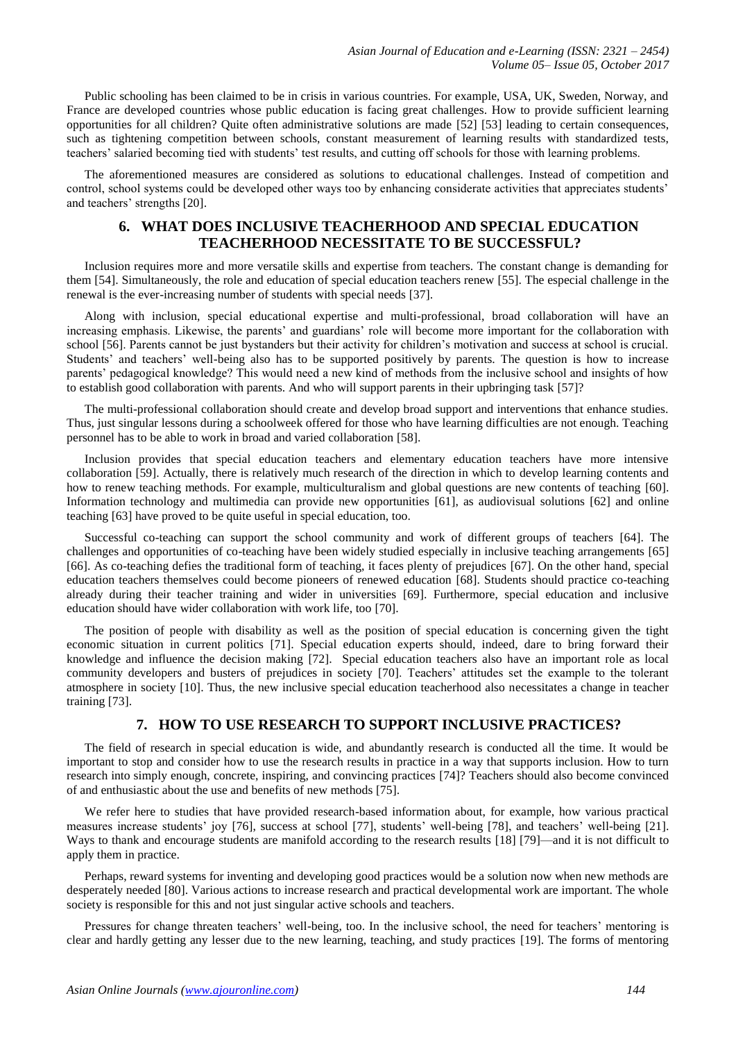Public schooling has been claimed to be in crisis in various countries. For example, USA, UK, Sweden, Norway, and France are developed countries whose public education is facing great challenges. How to provide sufficient learning opportunities for all children? Quite often administrative solutions are made [52] [53] leading to certain consequences, such as tightening competition between schools, constant measurement of learning results with standardized tests, teachers' salaried becoming tied with students' test results, and cutting off schools for those with learning problems.

The aforementioned measures are considered as solutions to educational challenges. Instead of competition and control, school systems could be developed other ways too by enhancing considerate activities that appreciates students' and teachers' strengths [20].

## 6. WHAT DOES INCLUSIVE TEACHERHOOD AND SPECIAL EDUCATION TEACHERHOOD NECESSITATE TO BE SUCCESSFUL?

Inclusion requires more and more versatile skills and expertise from teachers. The constant change is demanding for them [54]. Simultaneously, the role and education of special education teachers renew [55]. The especial challenge in the renewal is the ever-increasing number of students with special needs [37].

Along with inclusion, special educational expertise and multi-professional, broad collaboration will have an increasing emphasis. Likewise, the parents' and guardians' role will become more important for the collaboration with school [56]. Parents cannot be just bystanders but their activity for children's motivation and success at school is crucial. Students' and teachers' well-being also has to be supported positively by parents. The question is how to increase parents' pedagogical knowledge? This would need a new kind of methods from the inclusive school and insights of how to establish good collaboration with parents. And who will support parents in their upbringing task [57]?

The multi-professional collaboration should create and develop broad support and interventions that enhance studies. Thus, just singular lessons during a schoolweek offered for those who have learning difficulties are not enough. Teaching personnel has to be able to work in broad and varied collaboration [58].

Inclusion provides that special education teachers and elementary education teachers have more intensive collaboration [59]. Actually, there is relatively much research of the direction in which to develop learning contents and how to renew teaching methods. For example, multiculturalism and global questions are new contents of teaching [60]. Information technology and multimedia can provide new opportunities [61], as audiovisual solutions [62] and online teaching [63] have proved to be quite useful in special education, too.

Successful co-teaching can support the school community and work of different groups of teachers [64]. The challenges and opportunities of co-teaching have been widely studied especially in inclusive teaching arrangements [65] [66]. As co-teaching defies the traditional form of teaching, it faces plenty of prejudices [67]. On the other hand, special education teachers themselves could become pioneers of renewed education [68]. Students should practice co-teaching already during their teacher training and wider in universities [69]. Furthermore, special education and inclusive education should have wider collaboration with work life, too [70].

The position of people with disability as well as the position of special education is concerning given the tight economic situation in current politics [71]. Special education experts should, indeed, dare to bring forward their knowledge and influence the decision making [72]. Special education teachers also have an important role as local community developers and busters of prejudices in society [70]. Teachers' attitudes set the example to the tolerant atmosphere in society [10]. Thus, the new inclusive special education teacherhood also necessitates a change in teacher training [73].

## 7. HOW TO USE RESEARCH TO SUPPORT INCLUSIVE PRACTICES?

The field of research in special education is wide, and abundantly research is conducted all the time. It would be important to stop and consider how to use the research results in practice in a way that supports inclusion. How to turn research into simply enough, concrete, inspiring, and convincing practices [74]? Teachers should also become convinced of and enthusiastic about the use and benefits of new methods [75].

We refer here to studies that have provided research-based information about, for example, how various practical measures increase students' joy [76], success at school [77], students' well-being [78], and teachers' well-being [21]. Ways to thank and encourage students are manifold according to the research results [18] [79]—and it is not difficult to apply them in practice.

Perhaps, reward systems for inventing and developing good practices would be a solution now when new methods are desperately needed [80]. Various actions to increase research and practical developmental work are important. The whole society is responsible for this and not just singular active schools and teachers.

Pressures for change threaten teachers' well-being, too. In the inclusive school, the need for teachers' mentoring is clear and hardly getting any lesser due to the new learning, teaching, and study practices [19]. The forms of mentoring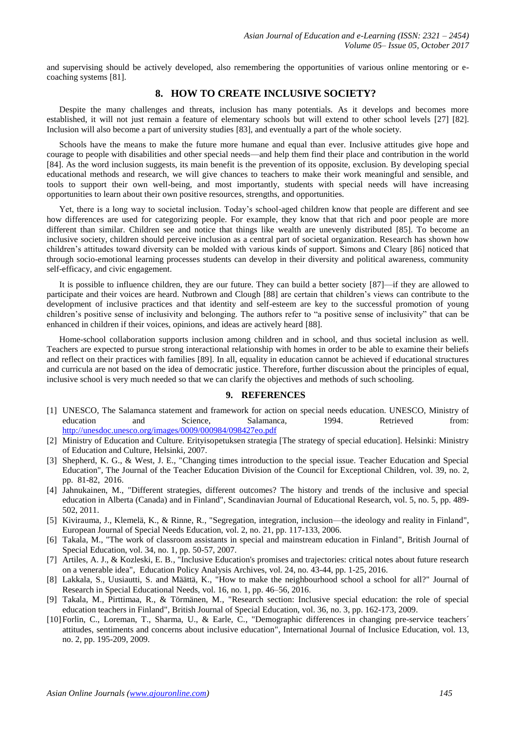and supervising should be actively developed, also remembering the opportunities of various online mentoring or e-coaching systems [81].

## 8. HOW TO CREATE INCLUSIVE SOCIETY?

Despite the many challenges and threats, inclusion has many potentials. As it develops and becomes more established, it will not just remain a feature of elementary schools but will extend to other school levels [27] [82]. Inclusion will also become a part of university studies [83], and eventually a part of the whole society.

Schools have the means to make the future more humane and equal than ever. Inclusive attitudes give hope and courage to people with disabilities and other special needs—and help them find their place and contribution in the world [84]. As the word inclusion suggests, its main benefit is the prevention of its opposite, exclusion. By developing special educational methods and research, we will give chances to teachers to make their work meaningful and sensible, and tools to support their own well-being, and most importantly, students with special needs will have increasing opportunities to learn about their own positive resources, strengths, and opportunities.

Yet, there is a long way to societal inclusion. Today's school-aged children know that people are different and see how differences are used for categorizing people. For example, they know that that rich and poor people are more different than similar. Children see and notice that things like wealth are unevenly distributed [85]. To become an inclusive society, children should perceive inclusion as a central part of societal organization. Research has shown how children's attitudes toward diversity can be molded with various kinds of support. Simons and Cleary [86] noticed that through socio-emotional learning processes students can develop in their diversity and political awareness, community self-efficacy, and civic engagement.

It is possible to influence children, they are our future. They can build a better society [87]—if they are allowed to participate and their voices are heard. Nutbrown and Clough [88] are certain that children's views can contribute to the development of inclusive practices and that identity and self-esteem are key to the successful promotion of young children's positive sense of inclusivity and belonging. The authors refer to "a positive sense of inclusivity" that can be enhanced in children if their voices, opinions, and ideas are actively heard [88].

Home-school collaboration supports inclusion among children and in school, and thus societal inclusion as well. Teachers are expected to pursue strong interactional relationship with homes in order to be able to examine their beliefs and reflect on their practices with families [89]. In all, equality in education cannot be achieved if educational structures and curricula are not based on the idea of democratic justice. Therefore, further discussion about the principles of equal, inclusive school is very much needed so that we can clarify the objectives and methods of such schooling.

## 9. REFERENCES

[1] UNESCO, The Salamanca statement and framework for action on special needs education. UNESCO, Ministry of education and Science, Salamanca, 1994. Retrieved from: http://unesdoc.unesco.org/images/0009/000984/098427eo.pdf

[2] Ministry of Education and Culture. Erityisopetuksen strategia [The strategy of special education]. Helsinki: Ministry of Education and Culture, Helsinki, 2007.

[3] Shepherd, K. G., & West, J. E., "Changing times introduction to the special issue. Teacher Education and Special Education", The Journal of the Teacher Education Division of the Council for Exceptional Children, vol. 39, no. 2, pp. 81-82, 2016.

[4] Jahnukainen, M., "Different strategies, different outcomes? The history and trends of the inclusive and special education in Alberta (Canada) and in Finland", Scandinavian Journal of Educational Research, vol. 5, no. 5, pp. 489-502, 2011.

[5] Kivirauma, J., Klemelä, K., & Rinne, R., "Segregation, integration, inclusion—the ideology and reality in Finland", European Journal of Special Needs Education, vol. 2, no. 21, pp. 117-133, 2006.

[6] Takala, M., "The work of classroom assistants in special and mainstream education in Finland", British Journal of Special Education, vol. 34, no. 1, pp. 50-57, 2007.

[7] Artiles, A. J., & Kozleski, E. B., "Inclusive Education's promises and trajectories: critical notes about future research on a venerable idea", Education Policy Analysis Archives, vol. 24, no. 43-44, pp. 1-25, 2016.

[8] Lakkala, S., Uusiautti, S. and Määttä, K., "How to make the neighbourhood school a school for all?" Journal of Research in Special Educational Needs, vol. 16, no. 1, pp. 46–56, 2016.

[9] Takala, M., Pirttimaa, R., & Törmänen, M., "Research section: Inclusive special education: the role of special education teachers in Finland", British Journal of Special Education, vol. 36, no. 3, pp. 162-173, 2009.

[10] Forlin, C., Loreman, T., Sharma, U., & Earle, C., "Demographic differences in changing pre-service teachers´ attitudes, sentiments and concerns about inclusive education", International Journal of Inclusice Education, vol. 13, no. 2, pp. 195-209, 2009.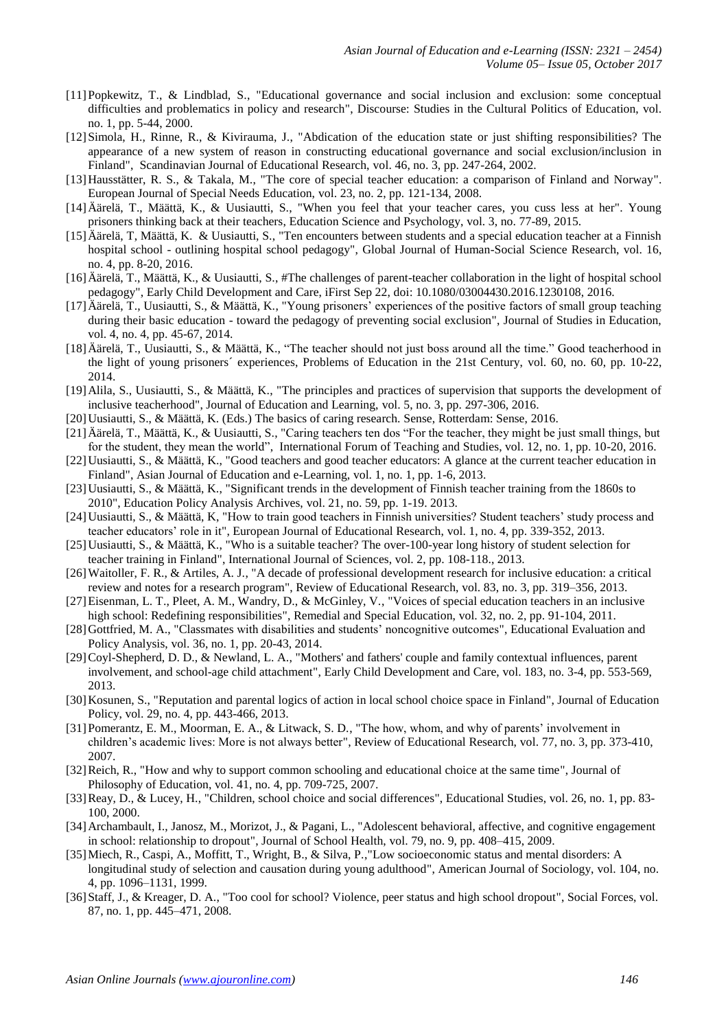[11] Popkewitz, T., & Lindblad, S., "Educational governance and social inclusion and exclusion: some conceptual difficulties and problematics in policy and research", Discourse: Studies in the Cultural Politics of Education, vol. no. 1, pp. 5-44, 2000.

[12] Simola, H., Rinne, R., & Kivirauma, J., "Abdication of the education state or just shifting responsibilities? The appearance of a new system of reason in constructing educational governance and social exclusion/inclusion in Finland", Scandinavian Journal of Educational Research, vol. 46, no. 3, pp. 247-264, 2002.

[13] Hausstätter, R. S., & Takala, M., "The core of special teacher education: a comparison of Finland and Norway". European Journal of Special Needs Education, vol. 23, no. 2, pp. 121-134, 2008.

[14] Äärelä, T., Määttä, K., & Uusiautti, S., "When you feel that your teacher cares, you cuss less at her". Young prisoners thinking back at their teachers, Education Science and Psychology, vol. 3, no. 77-89, 2015.

[15] Äärelä, T, Määttä, K. & Uusiautti, S., "Ten encounters between students and a special education teacher at a Finnish hospital school - outlining hospital school pedagogy", Global Journal of Human-Social Science Research, vol. 16, no. 4, pp. 8-20, 2016.

[16] Äärelä, T., Määttä, K., & Uusiautti, S., #The challenges of parent-teacher collaboration in the light of hospital school pedagogy", Early Child Development and Care, iFirst Sep 22, doi: 10.1080/03004430.2016.1230108, 2016.

[17] Äärelä, T., Uusiautti, S., & Määttä, K., "Young prisoners' experiences of the positive factors of small group teaching during their basic education - toward the pedagogy of preventing social exclusion", Journal of Studies in Education, vol. 4, no. 4, pp. 45-67, 2014.

[18] Äärelä, T., Uusiautti, S., & Määttä, K., "The teacher should not just boss around all the time." Good teacherhood in the light of young prisoners´ experiences, Problems of Education in the 21st Century, vol. 60, no. 60, pp. 10-22, 2014.

[19] Alila, S., Uusiautti, S., & Määttä, K., "The principles and practices of supervision that supports the development of inclusive teacherhood", Journal of Education and Learning, vol. 5, no. 3, pp. 297-306, 2016.

[20] Uusiautti, S., & Määttä, K. (Eds.) The basics of caring research. Sense, Rotterdam: Sense, 2016.

[21] Äärelä, T., Määttä, K., & Uusiautti, S., "Caring teachers ten dos "For the teacher, they might be just small things, but for the student, they mean the world", International Forum of Teaching and Studies, vol. 12, no. 1, pp. 10-20, 2016.

[22] Uusiautti, S., & Määttä, K., "Good teachers and good teacher educators: A glance at the current teacher education in Finland", Asian Journal of Education and e-Learning, vol. 1, no. 1, pp. 1-6, 2013.

[23] Uusiautti, S., & Määttä, K., "Significant trends in the development of Finnish teacher training from the 1860s to 2010", Education Policy Analysis Archives, vol. 21, no. 59, pp. 1-19. 2013.

[24] Uusiautti, S., & Määttä, K, "How to train good teachers in Finnish universities? Student teachers' study process and teacher educators' role in it", European Journal of Educational Research, vol. 1, no. 4, pp. 339-352, 2013.

[25] Uusiautti, S., & Määttä, K., "Who is a suitable teacher? The over-100-year long history of student selection for teacher training in Finland", International Journal of Sciences, vol. 2, pp. 108-118., 2013.

[26] Waitoller, F. R., & Artiles, A. J., "A decade of professional development research for inclusive education: a critical review and notes for a research program", Review of Educational Research, vol. 83, no. 3, pp. 319–356, 2013.

[27] Eisenman, L. T., Pleet, A. M., Wandry, D., & McGinley, V., "Voices of special education teachers in an inclusive high school: Redefining responsibilities", Remedial and Special Education, vol. 32, no. 2, pp. 91-104, 2011.

[28] Gottfried, M. A., "Classmates with disabilities and students' noncognitive outcomes", Educational Evaluation and Policy Analysis, vol. 36, no. 1, pp. 20-43, 2014.

[29] Coyl-Shepherd, D. D., & Newland, L. A., "Mothers' and fathers' couple and family contextual influences, parent involvement, and school-age child attachment", Early Child Development and Care, vol. 183, no. 3-4, pp. 553-569, 2013.

[30] Kosunen, S., "Reputation and parental logics of action in local school choice space in Finland", Journal of Education Policy, vol. 29, no. 4, pp. 443-466, 2013.

[31] Pomerantz, E. M., Moorman, E. A., & Litwack, S. D., "The how, whom, and why of parents' involvement in children's academic lives: More is not always better", Review of Educational Research, vol. 77, no. 3, pp. 373-410, 2007.

[32] Reich, R., "How and why to support common schooling and educational choice at the same time", Journal of Philosophy of Education, vol. 41, no. 4, pp. 709-725, 2007.

[33] Reay, D., & Lucey, H., "Children, school choice and social differences", Educational Studies, vol. 26, no. 1, pp. 83-100, 2000.

[34] Archambault, I., Janosz, M., Morizot, J., & Pagani, L., "Adolescent behavioral, affective, and cognitive engagement in school: relationship to dropout", Journal of School Health, vol. 79, no. 9, pp. 408–415, 2009.

[35] Miech, R., Caspi, A., Moffitt, T., Wright, B., & Silva, P.,"Low socioeconomic status and mental disorders: A longitudinal study of selection and causation during young adulthood", American Journal of Sociology, vol. 104, no. 4, pp. 1096–1131, 1999.

[36] Staff, J., & Kreager, D. A., "Too cool for school? Violence, peer status and high school dropout", Social Forces, vol. 87, no. 1, pp. 445–471, 2008.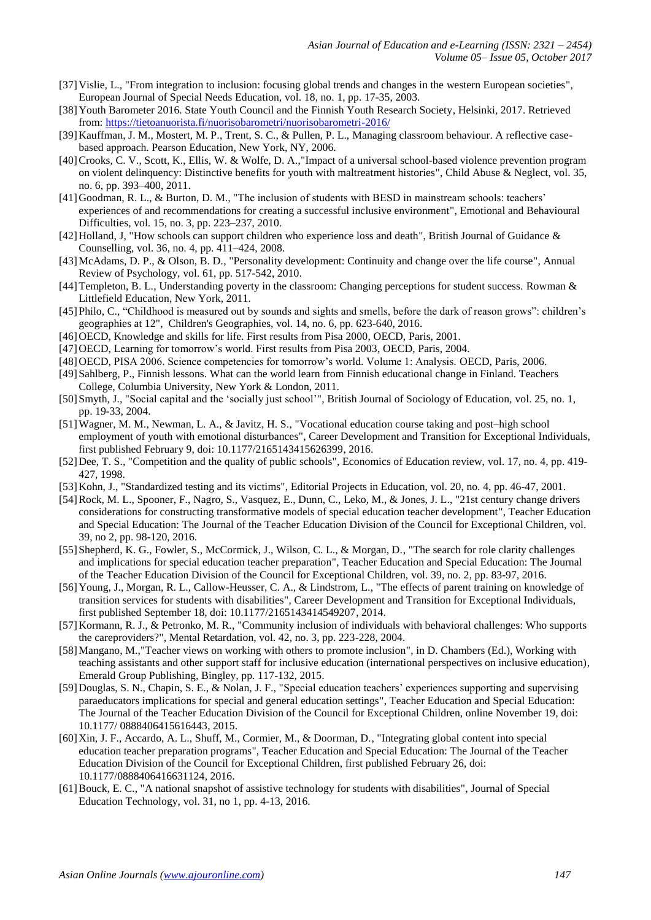[37] Vislie, L., "From integration to inclusion: focusing global trends and changes in the western European societies", European Journal of Special Needs Education, vol. 18, no. 1, pp. 17-35, 2003.

[38] Youth Barometer 2016. State Youth Council and the Finnish Youth Research Society, Helsinki, 2017. Retrieved from: https://tietoanuorista.fi/nuorisobarometri/nuorisobarometri-2016/

[39] Kauffman, J. M., Mostert, M. P., Trent, S. C., & Pullen, P. L., Managing classroom behaviour. A reflective case-based approach. Pearson Education, New York, NY, 2006.

[40] Crooks, C. V., Scott, K., Ellis, W. & Wolfe, D. A.,"Impact of a universal school-based violence prevention program on violent delinquency: Distinctive benefits for youth with maltreatment histories", Child Abuse & Neglect, vol. 35, no. 6, pp. 393–400, 2011.

[41] Goodman, R. L., & Burton, D. M., "The inclusion of students with BESD in mainstream schools: teachers' experiences of and recommendations for creating a successful inclusive environment", Emotional and Behavioural Difficulties, vol. 15, no. 3, pp. 223–237, 2010.

[42] Holland, J, "How schools can support children who experience loss and death", British Journal of Guidance & Counselling, vol. 36, no. 4, pp. 411–424, 2008.

[43] McAdams, D. P., & Olson, B. D., "Personality development: Continuity and change over the life course", Annual Review of Psychology, vol. 61, pp. 517-542, 2010.

[44] Templeton, B. L., Understanding poverty in the classroom: Changing perceptions for student success. Rowman & Littlefield Education, New York, 2011.

[45] Philo, C., "Childhood is measured out by sounds and sights and smells, before the dark of reason grows": children's geographies at 12", Children's Geographies, vol. 14, no. 6, pp. 623-640, 2016.

[46] OECD, Knowledge and skills for life. First results from Pisa 2000, OECD, Paris, 2001.

[47] OECD, Learning for tomorrow's world. First results from Pisa 2003, OECD, Paris, 2004.

[48] OECD, PISA 2006. Science competencies for tomorrow's world. Volume 1: Analysis. OECD, Paris, 2006.

[49] Sahlberg, P., Finnish lessons. What can the world learn from Finnish educational change in Finland. Teachers College, Columbia University, New York & London, 2011.

[50] Smyth, J., "Social capital and the 'socially just school'", British Journal of Sociology of Education, vol. 25, no. 1, pp. 19-33, 2004.

[51] Wagner, M. M., Newman, L. A., & Javitz, H. S., "Vocational education course taking and post–high school employment of youth with emotional disturbances", Career Development and Transition for Exceptional Individuals, first published February 9, doi: 10.1177/2165143415626399, 2016.

[52] Dee, T. S., "Competition and the quality of public schools", Economics of Education review, vol. 17, no. 4, pp. 419-427, 1998.

[53] Kohn, J., "Standardized testing and its victims", Editorial Projects in Education, vol. 20, no. 4, pp. 46-47, 2001.

[54] Rock, M. L., Spooner, F., Nagro, S., Vasquez, E., Dunn, C., Leko, M., & Jones, J. L., "21st century change drivers considerations for constructing transformative models of special education teacher development", Teacher Education and Special Education: The Journal of the Teacher Education Division of the Council for Exceptional Children, vol. 39, no 2, pp. 98-120, 2016.

[55] Shepherd, K. G., Fowler, S., McCormick, J., Wilson, C. L., & Morgan, D., "The search for role clarity challenges and implications for special education teacher preparation", Teacher Education and Special Education: The Journal of the Teacher Education Division of the Council for Exceptional Children, vol. 39, no. 2, pp. 83-97, 2016.

[56] Young, J., Morgan, R. L., Callow-Heusser, C. A., & Lindstrom, L., "The effects of parent training on knowledge of transition services for students with disabilities", Career Development and Transition for Exceptional Individuals, first published September 18, doi: 10.1177/2165143414549207, 2014.

[57] Kormann, R. J., & Petronko, M. R., "Community inclusion of individuals with behavioral challenges: Who supports the careproviders?", Mental Retardation, vol. 42, no. 3, pp. 223-228, 2004.

[58] Mangano, M.,"Teacher views on working with others to promote inclusion", in D. Chambers (Ed.), Working with teaching assistants and other support staff for inclusive education (international perspectives on inclusive education), Emerald Group Publishing, Bingley, pp. 117-132, 2015.

[59] Douglas, S. N., Chapin, S. E., & Nolan, J. F., "Special education teachers' experiences supporting and supervising paraeducators implications for special and general education settings", Teacher Education and Special Education: The Journal of the Teacher Education Division of the Council for Exceptional Children, online November 19, doi: 10.1177/ 0888406415616443, 2015.

[60] Xin, J. F., Accardo, A. L., Shuff, M., Cormier, M., & Doorman, D., "Integrating global content into special education teacher preparation programs", Teacher Education and Special Education: The Journal of the Teacher Education Division of the Council for Exceptional Children, first published February 26, doi: 10.1177/0888406416631124, 2016.

[61] Bouck, E. C., "A national snapshot of assistive technology for students with disabilities", Journal of Special Education Technology, vol. 31, no 1, pp. 4-13, 2016.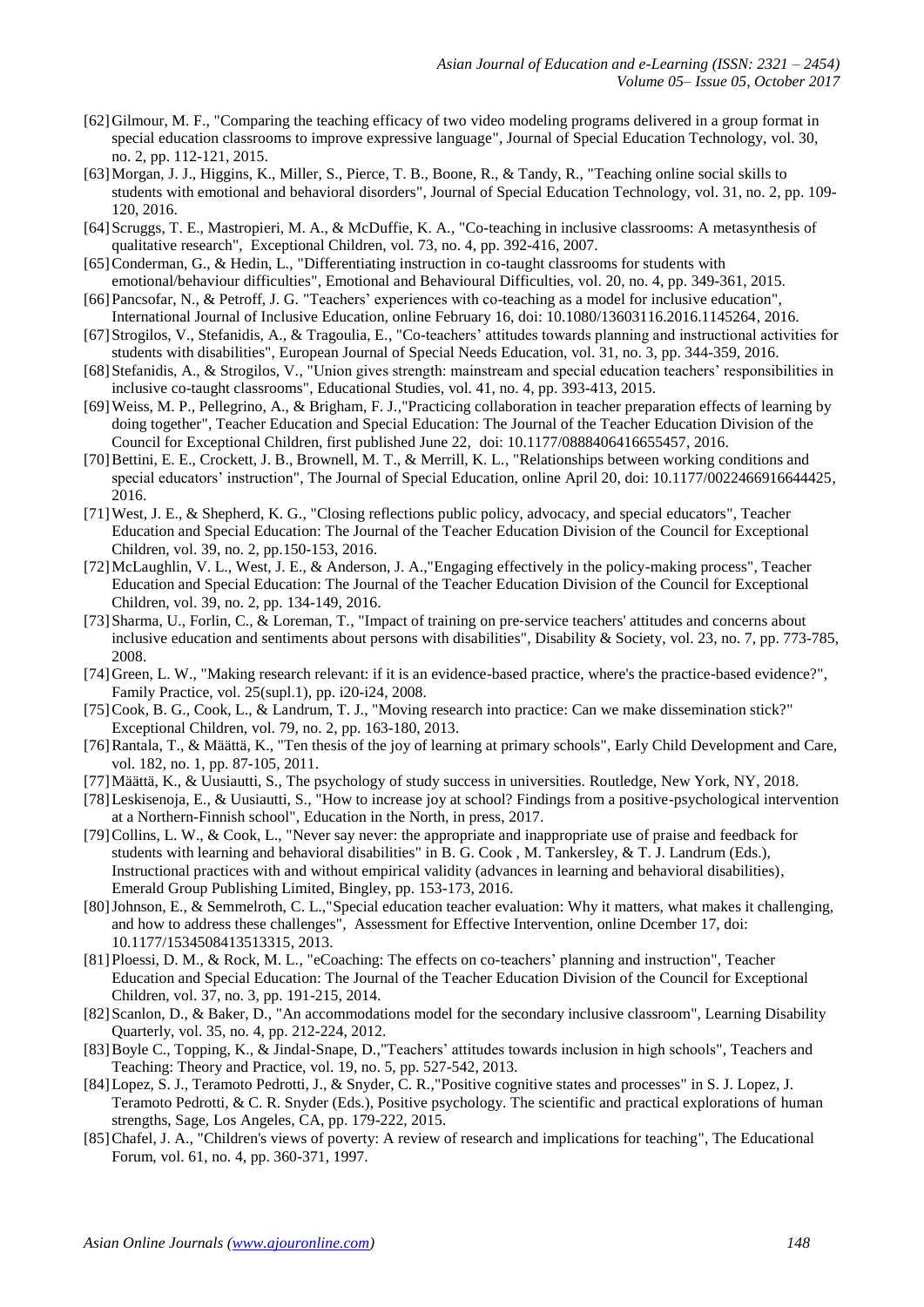[62] Gilmour, M. F., "Comparing the teaching efficacy of two video modeling programs delivered in a group format in special education classrooms to improve expressive language", Journal of Special Education Technology, vol. 30, no. 2, pp. 112-121, 2015.

[63] Morgan, J. J., Higgins, K., Miller, S., Pierce, T. B., Boone, R., & Tandy, R., "Teaching online social skills to students with emotional and behavioral disorders", Journal of Special Education Technology, vol. 31, no. 2, pp. 109-120, 2016.

[64] Scruggs, T. E., Mastropieri, M. A., & McDuffie, K. A., "Co-teaching in inclusive classrooms: A metasynthesis of qualitative research", Exceptional Children, vol. 73, no. 4, pp. 392-416, 2007.

[65] Conderman, G., & Hedin, L., "Differentiating instruction in co-taught classrooms for students with emotional/behaviour difficulties", Emotional and Behavioural Difficulties, vol. 20, no. 4, pp. 349-361, 2015.

[66] Pancsofar, N., & Petroff, J. G. "Teachers' experiences with co-teaching as a model for inclusive education", International Journal of Inclusive Education, online February 16, doi: 10.1080/13603116.2016.1145264, 2016.

[67] Strogilos, V., Stefanidis, A., & Tragoulia, E., "Co-teachers' attitudes towards planning and instructional activities for students with disabilities", European Journal of Special Needs Education, vol. 31, no. 3, pp. 344-359, 2016.

[68] Stefanidis, A., & Strogilos, V., "Union gives strength: mainstream and special education teachers' responsibilities in inclusive co-taught classrooms", Educational Studies, vol. 41, no. 4, pp. 393-413, 2015.

[69] Weiss, M. P., Pellegrino, A., & Brigham, F. J.,"Practicing collaboration in teacher preparation effects of learning by doing together", Teacher Education and Special Education: The Journal of the Teacher Education Division of the Council for Exceptional Children, first published June 22, doi: 10.1177/0888406416655457, 2016.

[70] Bettini, E. E., Crockett, J. B., Brownell, M. T., & Merrill, K. L., "Relationships between working conditions and special educators' instruction", The Journal of Special Education, online April 20, doi: 10.1177/0022466916644425, 2016.

[71] West, J. E., & Shepherd, K. G., "Closing reflections public policy, advocacy, and special educators", Teacher Education and Special Education: The Journal of the Teacher Education Division of the Council for Exceptional Children, vol. 39, no. 2, pp.150-153, 2016.

[72] McLaughlin, V. L., West, J. E., & Anderson, J. A.,"Engaging effectively in the policy-making process", Teacher Education and Special Education: The Journal of the Teacher Education Division of the Council for Exceptional Children, vol. 39, no. 2, pp. 134-149, 2016.

[73] Sharma, U., Forlin, C., & Loreman, T., "Impact of training on pre-service teachers' attitudes and concerns about inclusive education and sentiments about persons with disabilities", Disability & Society, vol. 23, no. 7, pp. 773-785, 2008.

[74] Green, L. W., "Making research relevant: if it is an evidence-based practice, where's the practice-based evidence?", Family Practice, vol. 25(supl.1), pp. i20-i24, 2008.

[75] Cook, B. G., Cook, L., & Landrum, T. J., "Moving research into practice: Can we make dissemination stick?" Exceptional Children, vol. 79, no. 2, pp. 163-180, 2013.

[76] Rantala, T., & Määttä, K., "Ten thesis of the joy of learning at primary schools", Early Child Development and Care, vol. 182, no. 1, pp. 87-105, 2011.

[77] Määttä, K., & Uusiautti, S., The psychology of study success in universities. Routledge, New York, NY, 2018.

[78] Leskisenoja, E., & Uusiautti, S., "How to increase joy at school? Findings from a positive-psychological intervention at a Northern-Finnish school", Education in the North, in press, 2017.

[79] Collins, L. W., & Cook, L., "Never say never: the appropriate and inappropriate use of praise and feedback for students with learning and behavioral disabilities" in B. G. Cook , M. Tankersley, & T. J. Landrum (Eds.), Instructional practices with and without empirical validity (advances in learning and behavioral disabilities), Emerald Group Publishing Limited, Bingley, pp. 153-173, 2016.

[80] Johnson, E., & Semmelroth, C. L.,"Special education teacher evaluation: Why it matters, what makes it challenging, and how to address these challenges", Assessment for Effective Intervention, online Dcember 17, doi: 10.1177/1534508413513315, 2013.

[81] Ploessi, D. M., & Rock, M. L., "eCoaching: The effects on co-teachers' planning and instruction", Teacher Education and Special Education: The Journal of the Teacher Education Division of the Council for Exceptional Children, vol. 37, no. 3, pp. 191-215, 2014.

[82] Scanlon, D., & Baker, D., "An accommodations model for the secondary inclusive classroom", Learning Disability Quarterly, vol. 35, no. 4, pp. 212-224, 2012.

[83] Boyle C., Topping, K., & Jindal-Snape, D.,"Teachers' attitudes towards inclusion in high schools", Teachers and Teaching: Theory and Practice, vol. 19, no. 5, pp. 527-542, 2013.

[84] Lopez, S. J., Teramoto Pedrotti, J., & Snyder, C. R.,"Positive cognitive states and processes" in S. J. Lopez, J. Teramoto Pedrotti, & C. R. Snyder (Eds.), Positive psychology. The scientific and practical explorations of human strengths, Sage, Los Angeles, CA, pp. 179-222, 2015.

[85] Chafel, J. A., "Children's views of poverty: A review of research and implications for teaching", The Educational Forum, vol. 61, no. 4, pp. 360-371, 1997.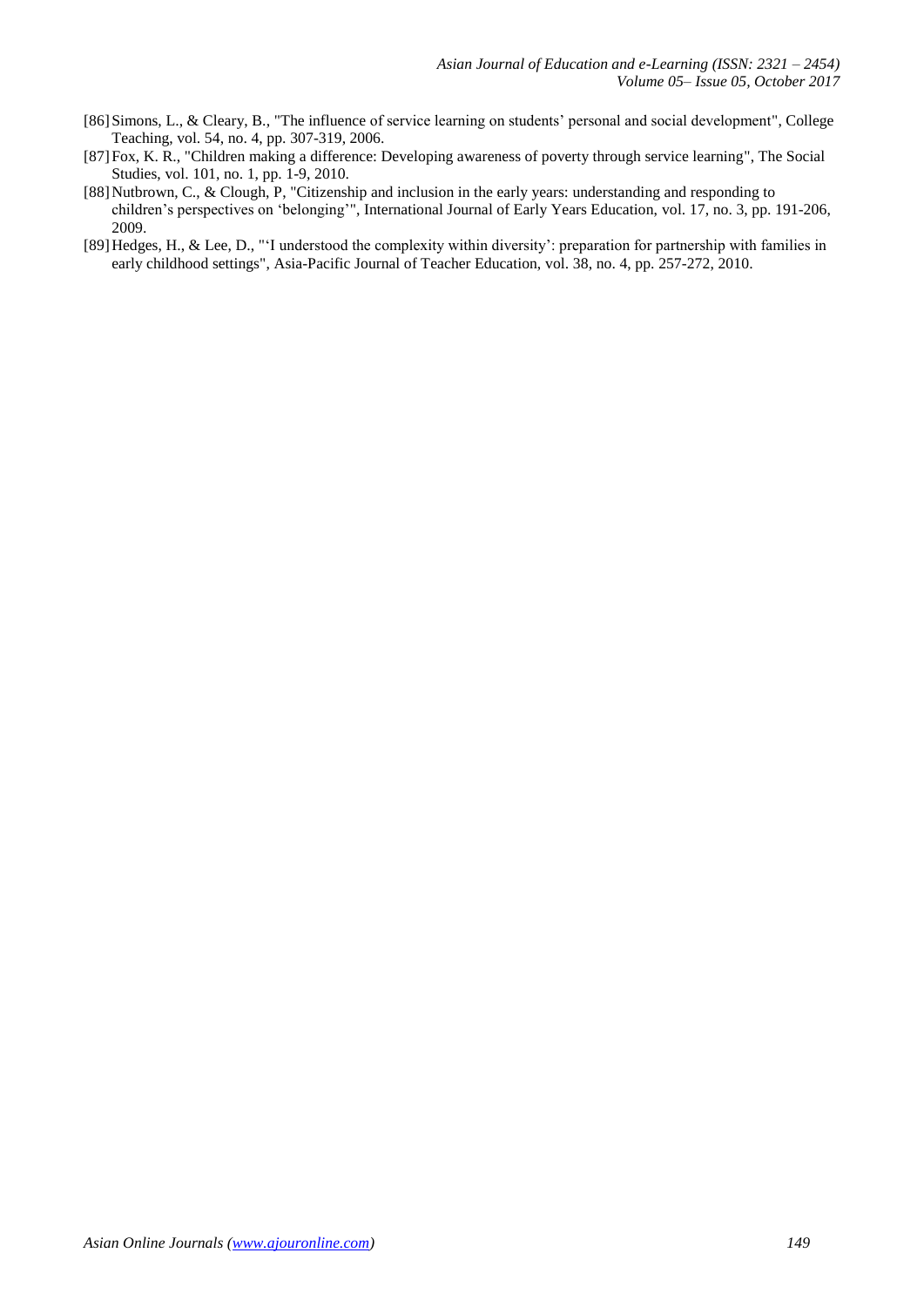[86] Simons, L., & Cleary, B., "The influence of service learning on students' personal and social development", College Teaching, vol. 54, no. 4, pp. 307-319, 2006.

[87] Fox, K. R., "Children making a difference: Developing awareness of poverty through service learning", The Social Studies, vol. 101, no. 1, pp. 1-9, 2010.

[88] Nutbrown, C., & Clough, P, "Citizenship and inclusion in the early years: understanding and responding to children's perspectives on 'belonging'", International Journal of Early Years Education, vol. 17, no. 3, pp. 191-206, 2009.

[89] Hedges, H., & Lee, D., "'I understood the complexity within diversity': preparation for partnership with families in early childhood settings", Asia-Pacific Journal of Teacher Education, vol. 38, no. 4, pp. 257-272, 2010.